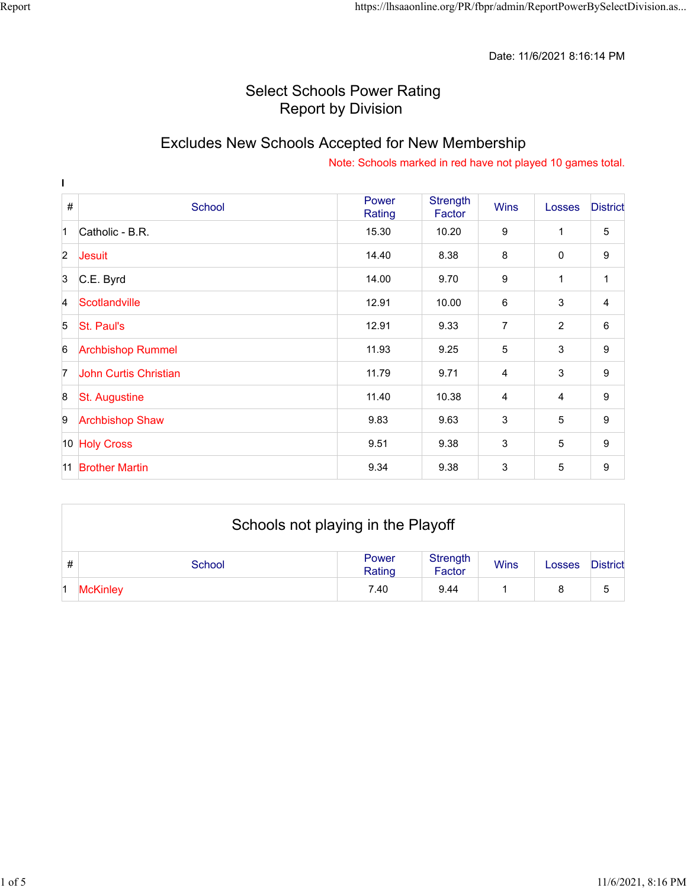Date: 11/6/2021 8:16:14 PM

# Select Schools Power Rating
# Report by Division

## Excludes New Schools Accepted for New Membership

Note: Schools marked in red have not played 10 games total.

**I**

| # | School | Power Rating | Strength Factor | Wins | Losses | District |
|---|---|---|---|---|---|---|
| 1 | Catholic - B.R. | 15.30 | 10.20 | 9 | 1 | 5 |
| 2 | Jesuit | 14.40 | 8.38 | 8 | 0 | 9 |
| 3 | C.E. Byrd | 14.00 | 9.70 | 9 | 1 | 1 |
| 4 | Scotlandville | 12.91 | 10.00 | 6 | 3 | 4 |
| 5 | St. Paul's | 12.91 | 9.33 | 7 | 2 | 6 |
| 6 | Archbishop Rummel | 11.93 | 9.25 | 5 | 3 | 9 |
| 7 | John Curtis Christian | 11.79 | 9.71 | 4 | 3 | 9 |
| 8 | St. Augustine | 11.40 | 10.38 | 4 | 4 | 9 |
| 9 | Archbishop Shaw | 9.83 | 9.63 | 3 | 5 | 9 |
| 10 | Holy Cross | 9.51 | 9.38 | 3 | 5 | 9 |
| 11 | Brother Martin | 9.34 | 9.38 | 3 | 5 | 9 |

## Schools not playing in the Playoff

| # | School | Power Rating | Strength Factor | Wins | Losses | District |
|---|---|---|---|---|---|---|
| 1 | McKinley | 7.40 | 9.44 | 1 | 8 | 5 |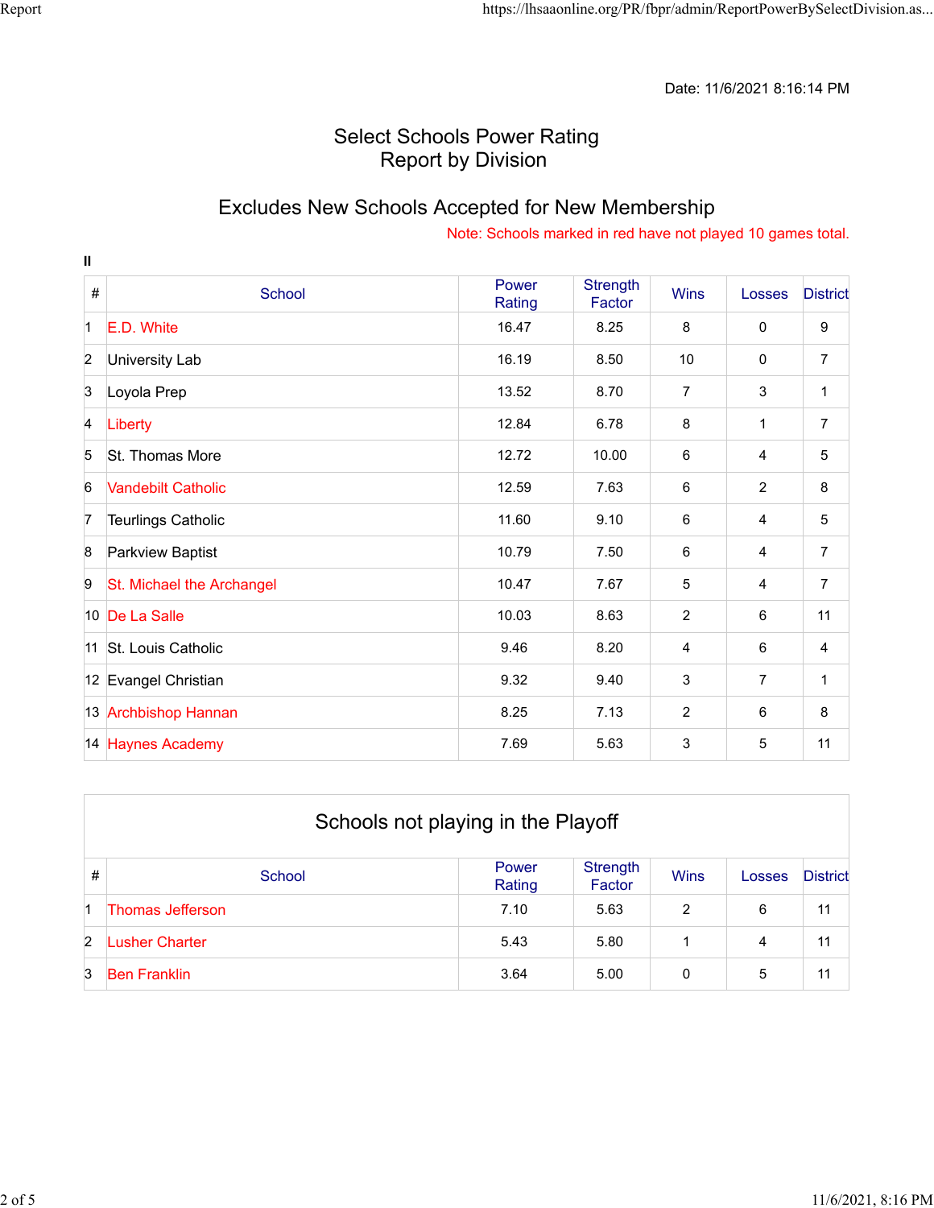Date: 11/6/2021 8:16:14 PM

# Select Schools Power Rating
# Report by Division

## Excludes New Schools Accepted for New Membership

Note: Schools marked in red have not played 10 games total.

**II**

| # | School | Power Rating | Strength Factor | Wins | Losses | District |
|---|---|---|---|---|---|---|
| 1 | E.D. White | 16.47 | 8.25 | 8 | 0 | 9 |
| 2 | University Lab | 16.19 | 8.50 | 10 | 0 | 7 |
| 3 | Loyola Prep | 13.52 | 8.70 | 7 | 3 | 1 |
| 4 | Liberty | 12.84 | 6.78 | 8 | 1 | 7 |
| 5 | St. Thomas More | 12.72 | 10.00 | 6 | 4 | 5 |
| 6 | Vandebilt Catholic | 12.59 | 7.63 | 6 | 2 | 8 |
| 7 | Teurlings Catholic | 11.60 | 9.10 | 6 | 4 | 5 |
| 8 | Parkview Baptist | 10.79 | 7.50 | 6 | 4 | 7 |
| 9 | St. Michael the Archangel | 10.47 | 7.67 | 5 | 4 | 7 |
| 10 | De La Salle | 10.03 | 8.63 | 2 | 6 | 11 |
| 11 | St. Louis Catholic | 9.46 | 8.20 | 4 | 6 | 4 |
| 12 | Evangel Christian | 9.32 | 9.40 | 3 | 7 | 1 |
| 13 | Archbishop Hannan | 8.25 | 7.13 | 2 | 6 | 8 |
| 14 | Haynes Academy | 7.69 | 5.63 | 3 | 5 | 11 |

## Schools not playing in the Playoff

| # | School | Power Rating | Strength Factor | Wins | Losses | District |
|---|---|---|---|---|---|---|
| 1 | Thomas Jefferson | 7.10 | 5.63 | 2 | 6 | 11 |
| 2 | Lusher Charter | 5.43 | 5.80 | 1 | 4 | 11 |
| 3 | Ben Franklin | 3.64 | 5.00 | 0 | 5 | 11 |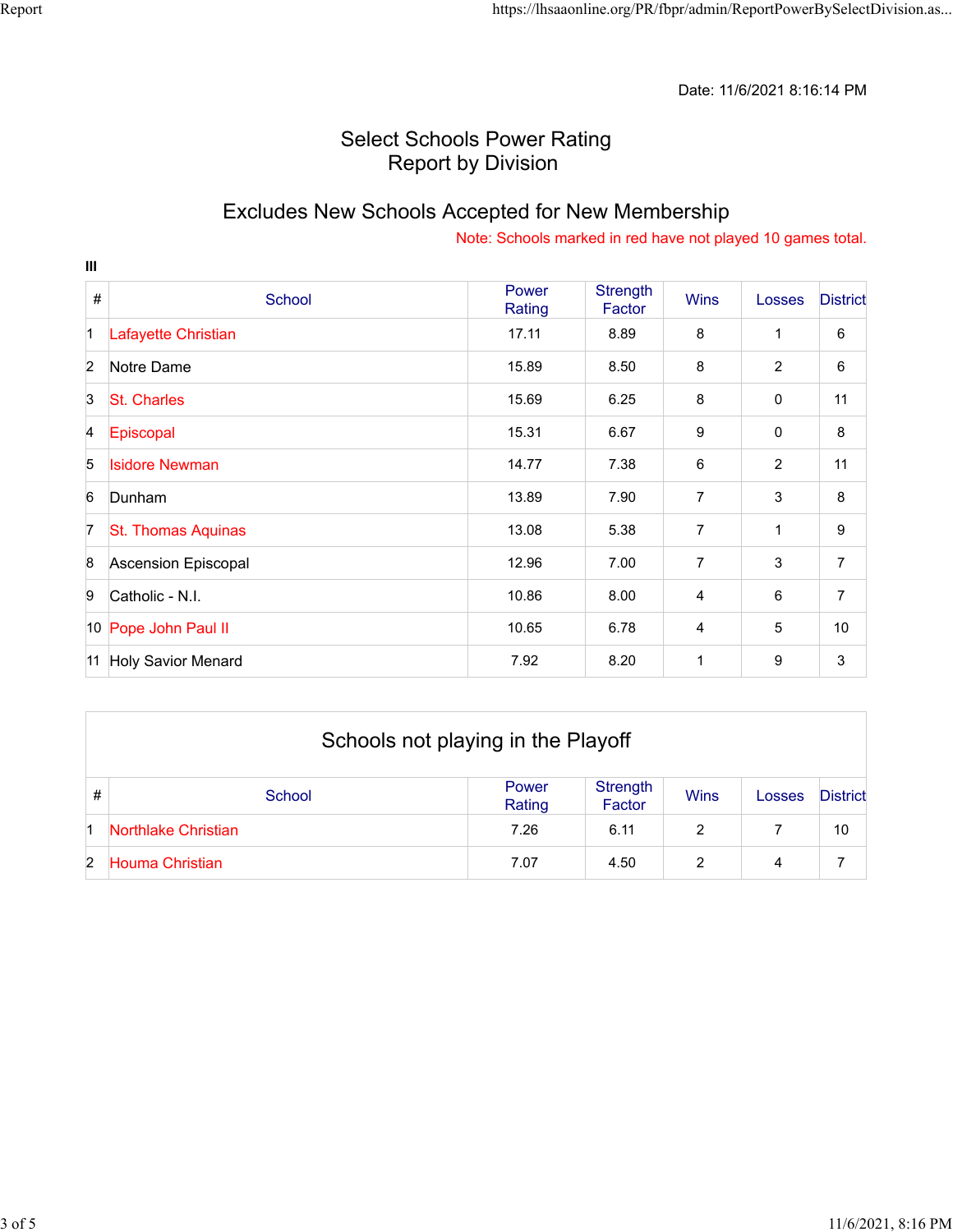Date: 11/6/2021 8:16:14 PM

# Select Schools Power Rating
## Report by Division

## Excludes New Schools Accepted for New Membership

Note: Schools marked in red have not played 10 games total.

**III**

| # | School | Power Rating | Strength Factor | Wins | Losses | District |
|---|---|---|---|---|---|---|
| 1 | Lafayette Christian | 17.11 | 8.89 | 8 | 1 | 6 |
| 2 | Notre Dame | 15.89 | 8.50 | 8 | 2 | 6 |
| 3 | St. Charles | 15.69 | 6.25 | 8 | 0 | 11 |
| 4 | Episcopal | 15.31 | 6.67 | 9 | 0 | 8 |
| 5 | Isidore Newman | 14.77 | 7.38 | 6 | 2 | 11 |
| 6 | Dunham | 13.89 | 7.90 | 7 | 3 | 8 |
| 7 | St. Thomas Aquinas | 13.08 | 5.38 | 7 | 1 | 9 |
| 8 | Ascension Episcopal | 12.96 | 7.00 | 7 | 3 | 7 |
| 9 | Catholic - N.I. | 10.86 | 8.00 | 4 | 6 | 7 |
| 10 | Pope John Paul II | 10.65 | 6.78 | 4 | 5 | 10 |
| 11 | Holy Savior Menard | 7.92 | 8.20 | 1 | 9 | 3 |

### Schools not playing in the Playoff

| # | School | Power Rating | Strength Factor | Wins | Losses | District |
|---|---|---|---|---|---|---|
| 1 | Northlake Christian | 7.26 | 6.11 | 2 | 7 | 10 |
| 2 | Houma Christian | 7.07 | 4.50 | 2 | 4 | 7 |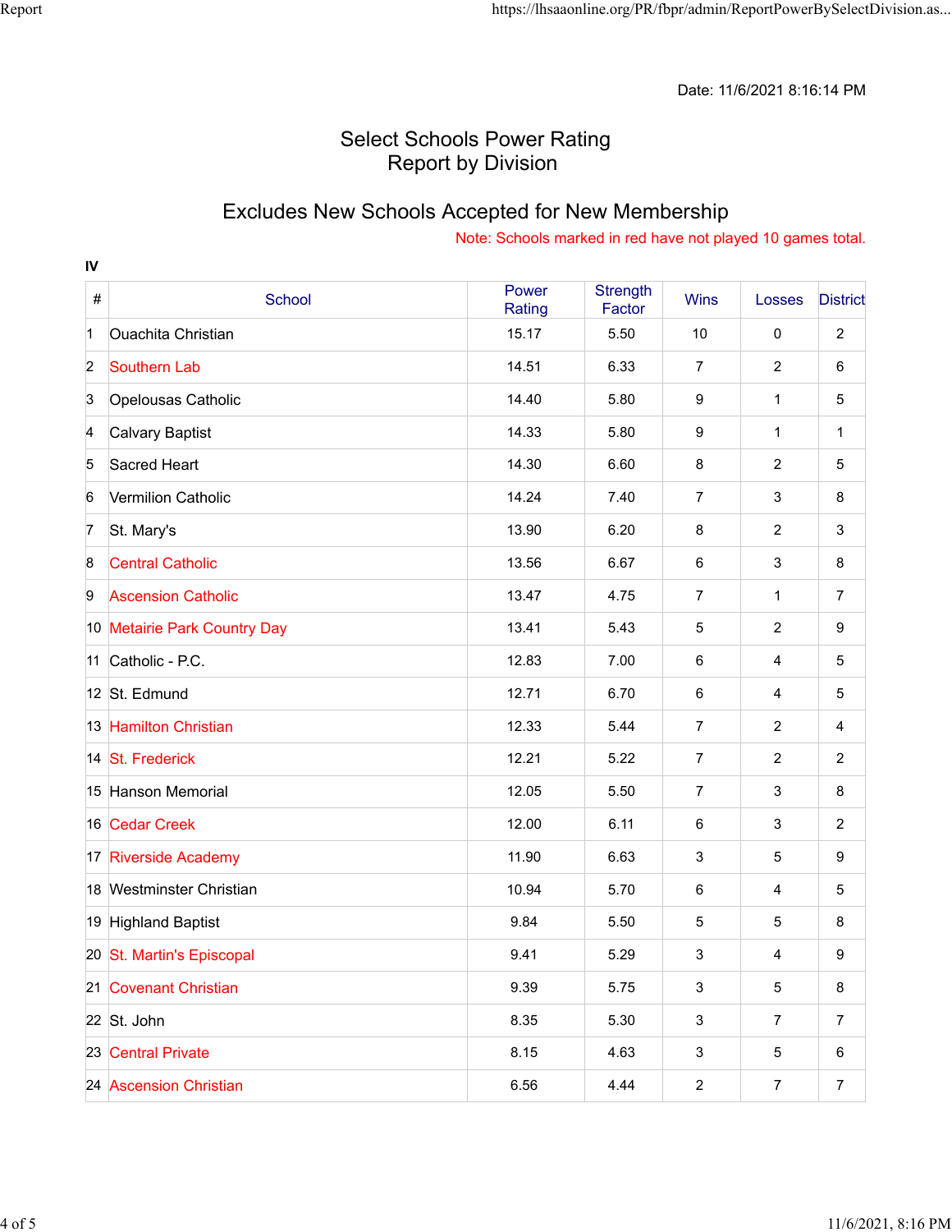Date: 11/6/2021 8:16:14 PM

# Select Schools Power Rating
# Report by Division

## Excludes New Schools Accepted for New Membership

Note: Schools marked in red have not played 10 games total.

**IV**

| # | School | Power Rating | Strength Factor | Wins | Losses | District |
|---|---|---|---|---|---|---|
| 1 | Ouachita Christian | 15.17 | 5.50 | 10 | 0 | 2 |
| 2 | Southern Lab | 14.51 | 6.33 | 7 | 2 | 6 |
| 3 | Opelousas Catholic | 14.40 | 5.80 | 9 | 1 | 5 |
| 4 | Calvary Baptist | 14.33 | 5.80 | 9 | 1 | 1 |
| 5 | Sacred Heart | 14.30 | 6.60 | 8 | 2 | 5 |
| 6 | Vermilion Catholic | 14.24 | 7.40 | 7 | 3 | 8 |
| 7 | St. Mary's | 13.90 | 6.20 | 8 | 2 | 3 |
| 8 | Central Catholic | 13.56 | 6.67 | 6 | 3 | 8 |
| 9 | Ascension Catholic | 13.47 | 4.75 | 7 | 1 | 7 |
| 10 | Metairie Park Country Day | 13.41 | 5.43 | 5 | 2 | 9 |
| 11 | Catholic - P.C. | 12.83 | 7.00 | 6 | 4 | 5 |
| 12 | St. Edmund | 12.71 | 6.70 | 6 | 4 | 5 |
| 13 | Hamilton Christian | 12.33 | 5.44 | 7 | 2 | 4 |
| 14 | St. Frederick | 12.21 | 5.22 | 7 | 2 | 2 |
| 15 | Hanson Memorial | 12.05 | 5.50 | 7 | 3 | 8 |
| 16 | Cedar Creek | 12.00 | 6.11 | 6 | 3 | 2 |
| 17 | Riverside Academy | 11.90 | 6.63 | 3 | 5 | 9 |
| 18 | Westminster Christian | 10.94 | 5.70 | 6 | 4 | 5 |
| 19 | Highland Baptist | 9.84 | 5.50 | 5 | 5 | 8 |
| 20 | St. Martin's Episcopal | 9.41 | 5.29 | 3 | 4 | 9 |
| 21 | Covenant Christian | 9.39 | 5.75 | 3 | 5 | 8 |
| 22 | St. John | 8.35 | 5.30 | 3 | 7 | 7 |
| 23 | Central Private | 8.15 | 4.63 | 3 | 5 | 6 |
| 24 | Ascension Christian | 6.56 | 4.44 | 2 | 7 | 7 |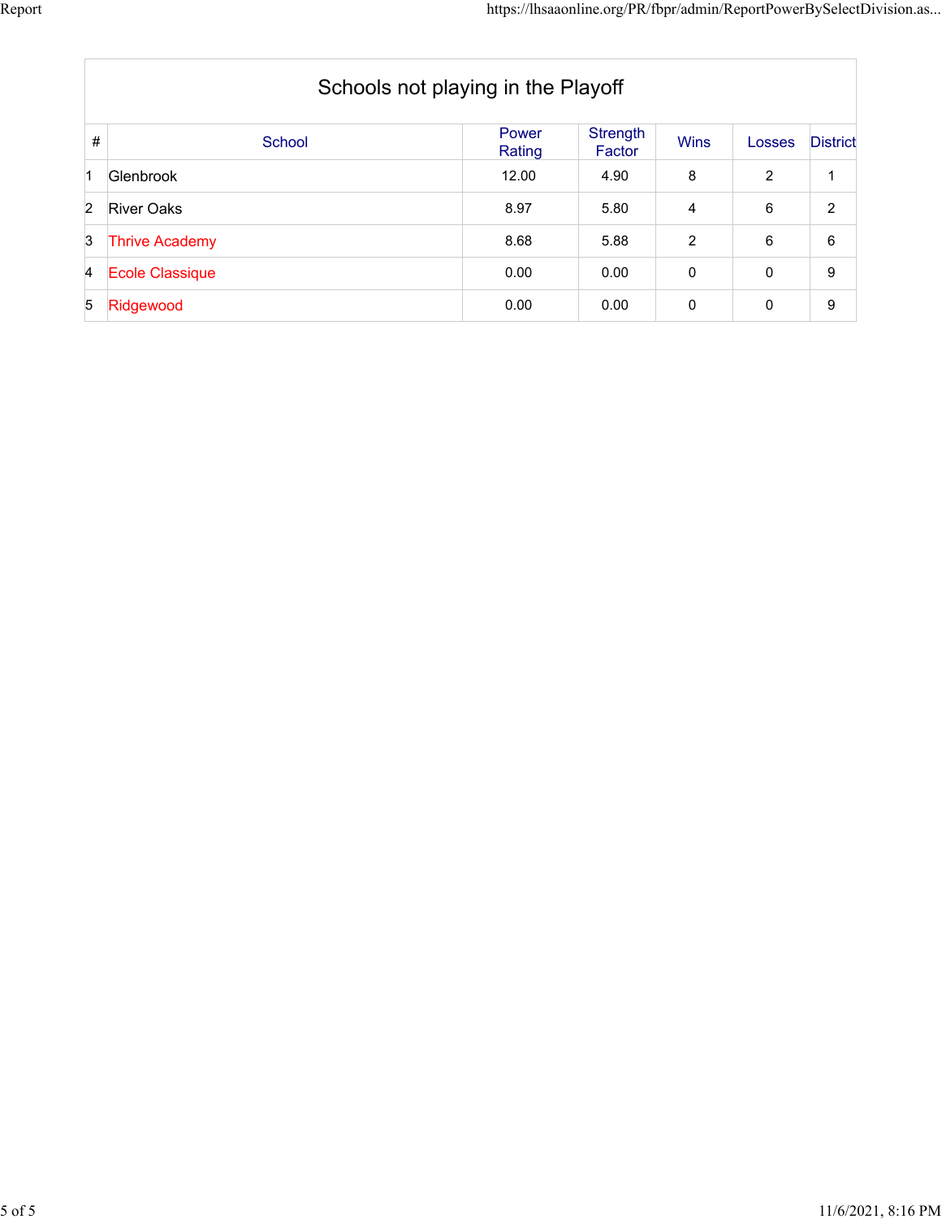## Schools not playing in the Playoff

| # | School | Power Rating | Strength Factor | Wins | Losses | District |
|---|---|---|---|---|---|---|
| 1 | Glenbrook | 12.00 | 4.90 | 8 | 2 | 1 |
| 2 | River Oaks | 8.97 | 5.80 | 4 | 6 | 2 |
| 3 | Thrive Academy | 8.68 | 5.88 | 2 | 6 | 6 |
| 4 | Ecole Classique | 0.00 | 0.00 | 0 | 0 | 9 |
| 5 | Ridgewood | 0.00 | 0.00 | 0 | 0 | 9 |